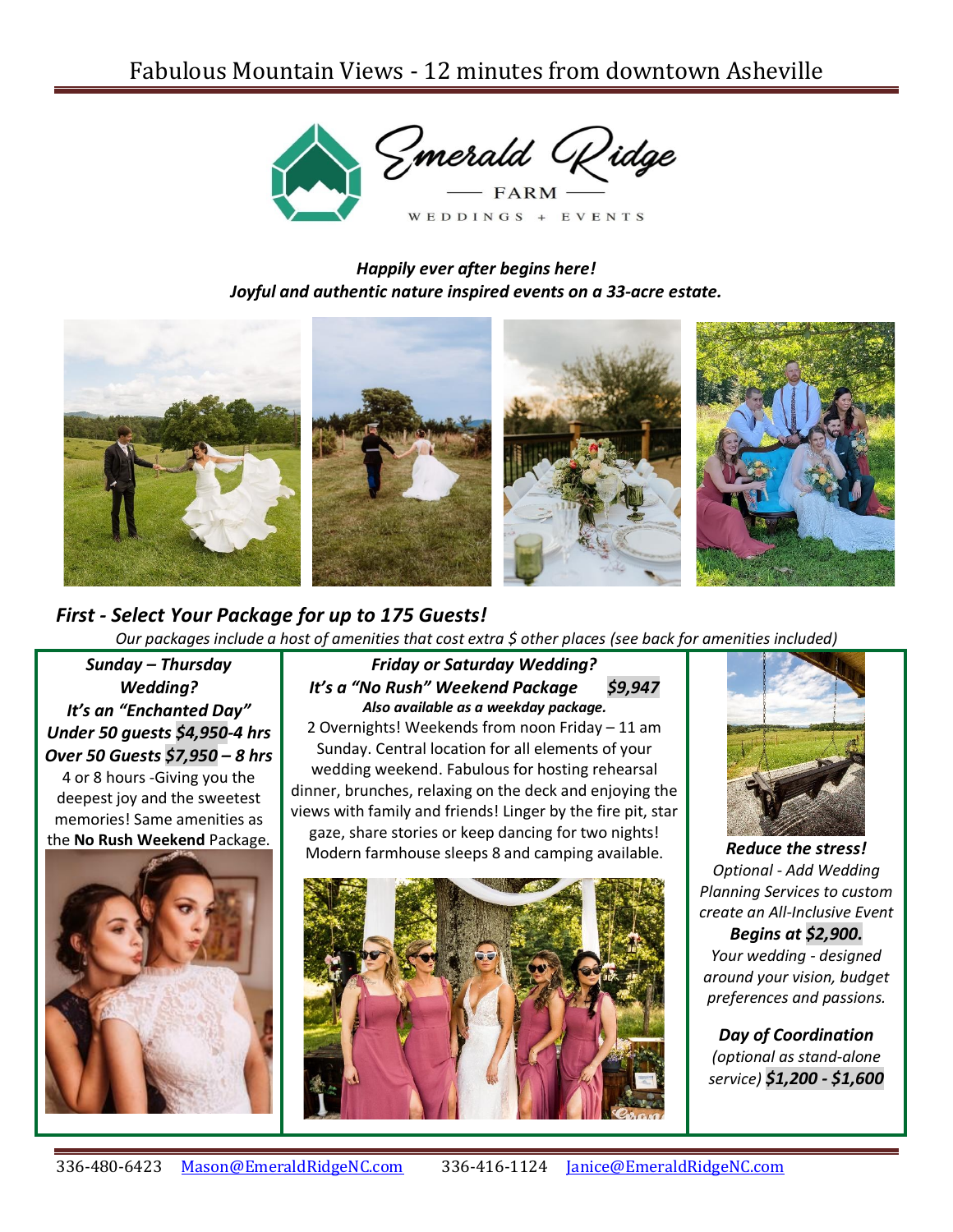Fabulous Mountain Views - 12 minutes from downtown Asheville

# Emerald Ridge

FARM

WEDDINGS + EVENTS

***Happily ever after begins here!***
***Joyful and authentic nature inspired events on a 33-acre estate.***

## *First - Select Your Package for up to 175 Guests!*

*Our packages include a host of amenities that cost extra $ other places (see back for amenities included)*

***Sunday – Thursday Wedding?***
***It's an "Enchanted Day"***
***Under 50 guests $4,950-4 hrs***
***Over 50 Guests $7,950 – 8 hrs***

4 or 8 hours -Giving you the deepest joy and the sweetest memories! Same amenities as the **No Rush Weekend** Package.

***Friday or Saturday Wedding?***
***It's a "No Rush" Weekend Package $9,947***
***Also available as a weekday package.***

2 Overnights! Weekends from noon Friday – 11 am Sunday. Central location for all elements of your wedding weekend. Fabulous for hosting rehearsal dinner, brunches, relaxing on the deck and enjoying the views with family and friends! Linger by the fire pit, star gaze, share stories or keep dancing for two nights! Modern farmhouse sleeps 8 and camping available.

***Reduce the stress!***
*Optional - Add Wedding Planning Services to custom create an All-Inclusive Event*
***Begins at $2,900.***
*Your wedding - designed around your vision, budget preferences and passions.*

***Day of Coordination***
*(optional as stand-alone service)* ***$1,200 - $1,600***

336-480-6423 Mason@EmeraldRidgeNC.com 336-416-1124 Janice@EmeraldRidgeNC.com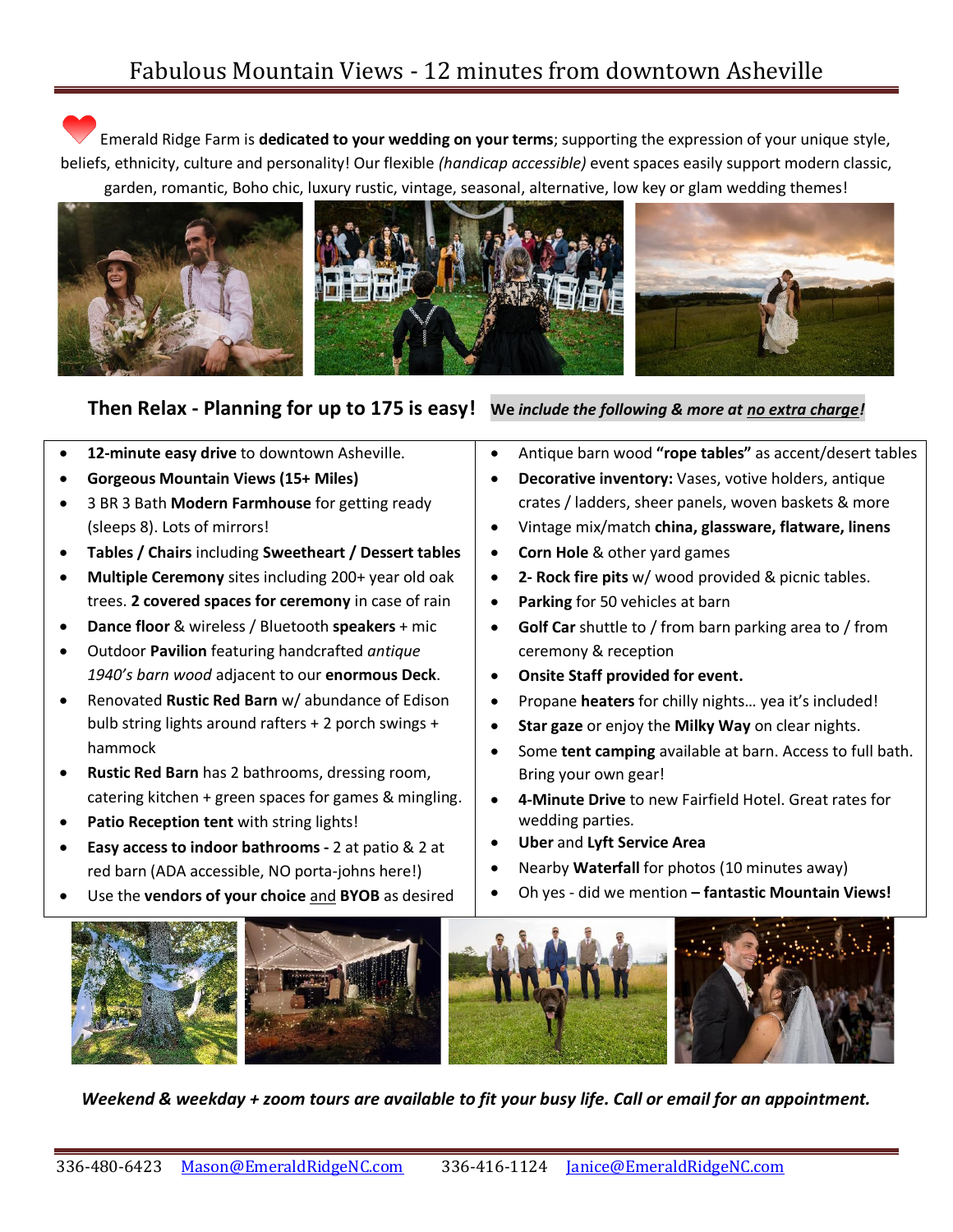# Fabulous Mountain Views - 12 minutes from downtown Asheville

❤️ Emerald Ridge Farm is **dedicated to your wedding on your terms**; supporting the expression of your unique style, beliefs, ethnicity, culture and personality! Our flexible *(handicap accessible)* event spaces easily support modern classic, garden, romantic, Boho chic, luxury rustic, vintage, seasonal, alternative, low key or glam wedding themes!

## Then Relax - Planning for up to 175 is easy!

***We include the following & more at no extra charge!***

- **12-minute easy drive** to downtown Asheville.
- **Gorgeous Mountain Views (15+ Miles)**
- 3 BR 3 Bath **Modern Farmhouse** for getting ready (sleeps 8). Lots of mirrors!
- **Tables / Chairs** including **Sweetheart / Dessert tables**
- **Multiple Ceremony** sites including 200+ year old oak trees. **2 covered spaces for ceremony** in case of rain
- **Dance floor** & wireless / Bluetooth **speakers** + mic
- Outdoor **Pavilion** featuring handcrafted *antique 1940's barn wood* adjacent to our **enormous Deck**.
- Renovated **Rustic Red Barn** w/ abundance of Edison bulb string lights around rafters + 2 porch swings + hammock
- **Rustic Red Barn** has 2 bathrooms, dressing room, catering kitchen + green spaces for games & mingling.
- **Patio Reception tent** with string lights!
- **Easy access to indoor bathrooms -** 2 at patio & 2 at red barn (ADA accessible, NO porta-johns here!)
- Use the **vendors of your choice** and **BYOB** as desired
- Antique barn wood **"rope tables"** as accent/desert tables
- **Decorative inventory:** Vases, votive holders, antique crates / ladders, sheer panels, woven baskets & more
- Vintage mix/match **china, glassware, flatware, linens**
- **Corn Hole** & other yard games
- **2- Rock fire pits** w/ wood provided & picnic tables.
- **Parking** for 50 vehicles at barn
- **Golf Car** shuttle to / from barn parking area to / from ceremony & reception
- **Onsite Staff provided for event.**
- Propane **heaters** for chilly nights… yea it's included!
- **Star gaze** or enjoy the **Milky Way** on clear nights.
- Some **tent camping** available at barn. Access to full bath. Bring your own gear!
- **4-Minute Drive** to new Fairfield Hotel. Great rates for wedding parties.
- **Uber** and **Lyft Service Area**
- Nearby **Waterfall** for photos (10 minutes away)
- Oh yes - did we mention **– fantastic Mountain Views!**

***Weekend & weekday + zoom tours are available to fit your busy life. Call or email for an appointment.***

336-480-6423 Mason@EmeraldRidgeNC.com 336-416-1124 Janice@EmeraldRidgeNC.com